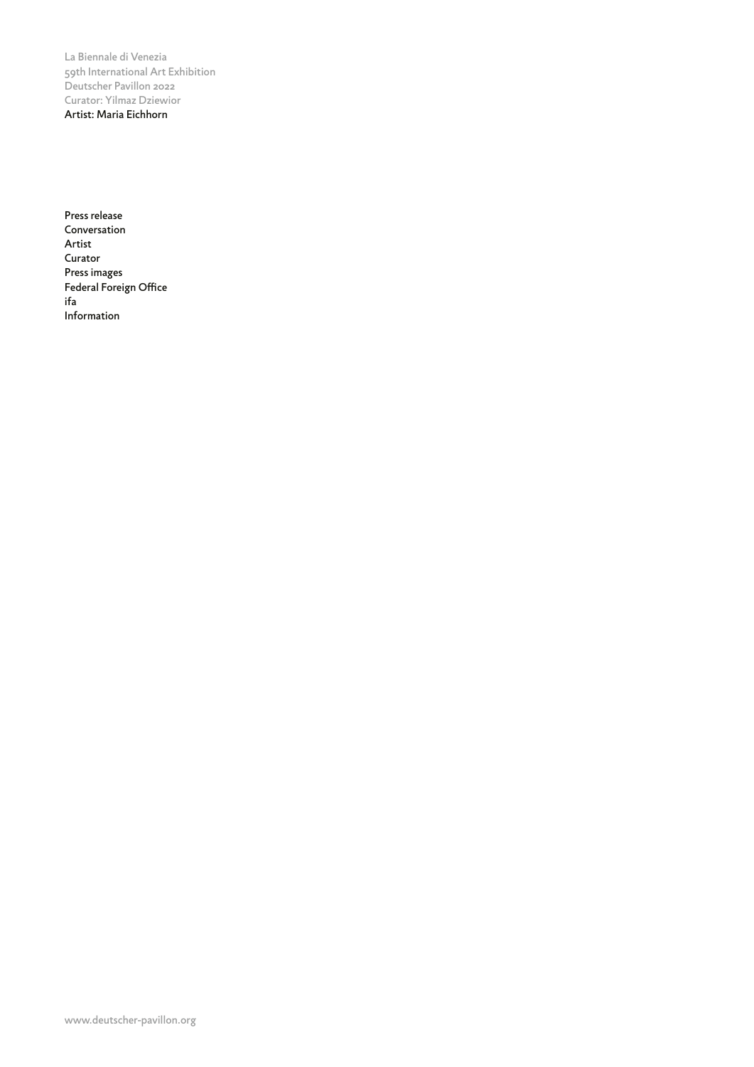La Biennale di Venezia
59th International Art Exhibition
Deutscher Pavillon 2022
Curator: Yilmaz Dziewior
Artist: Maria Eichhorn

Press release
Conversation
Artist
Curator
Press images
Federal Foreign Office
ifa
Information

www.deutscher-pavillon.org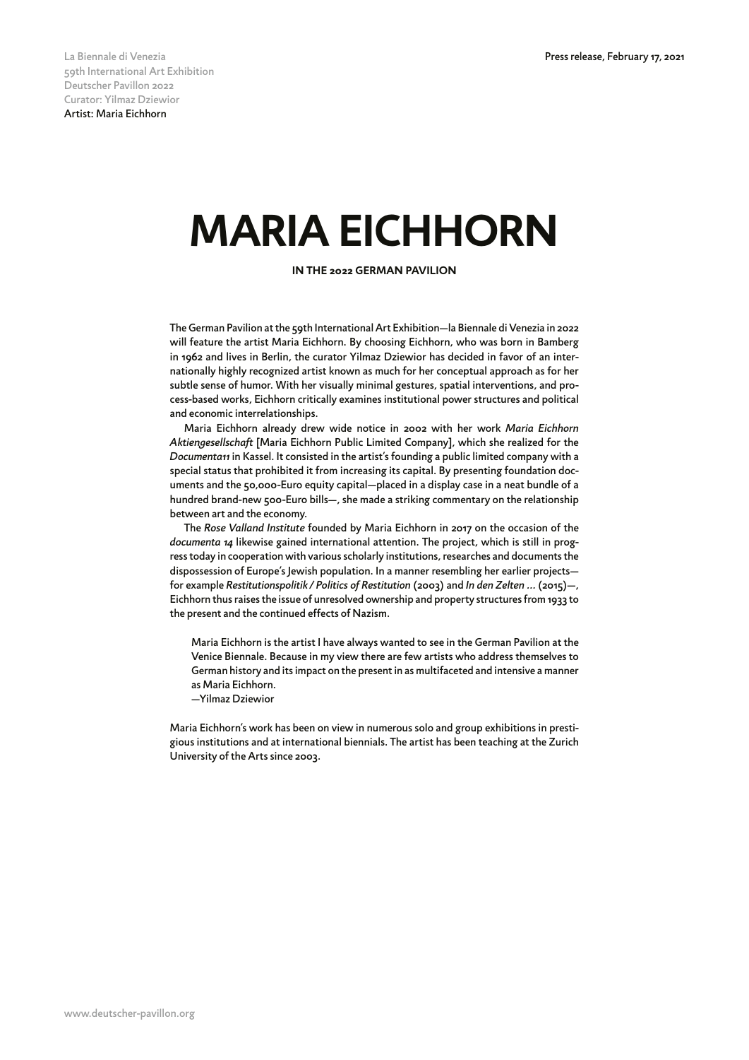La Biennale di Venezia
59th International Art Exhibition
Deutscher Pavillon 2022
Curator: Yilmaz Dziewior
Artist: Maria Eichhorn

Press release, February 17, 2021

# MARIA EICHHORN

**IN THE 2022 GERMAN PAVILION**

The German Pavilion at the 59th International Art Exhibition—la Biennale di Venezia in 2022 will feature the artist Maria Eichhorn. By choosing Eichhorn, who was born in Bamberg in 1962 and lives in Berlin, the curator Yilmaz Dziewior has decided in favor of an internationally highly recognized artist known as much for her conceptual approach as for her subtle sense of humor. With her visually minimal gestures, spatial interventions, and process-based works, Eichhorn critically examines institutional power structures and political and economic interrelationships.

Maria Eichhorn already drew wide notice in 2002 with her work *Maria Eichhorn Aktiengesellschaft* [Maria Eichhorn Public Limited Company], which she realized for the *Documenta11* in Kassel. It consisted in the artist's founding a public limited company with a special status that prohibited it from increasing its capital. By presenting foundation documents and the 50,000-Euro equity capital—placed in a display case in a neat bundle of a hundred brand-new 500-Euro bills—, she made a striking commentary on the relationship between art and the economy.

The *Rose Valland Institute* founded by Maria Eichhorn in 2017 on the occasion of the *documenta 14* likewise gained international attention. The project, which is still in progress today in cooperation with various scholarly institutions, researches and documents the dispossession of Europe's Jewish population. In a manner resembling her earlier projects—for example *Restitutionspolitik / Politics of Restitution* (2003) and *In den Zelten …* (2015)—, Eichhorn thus raises the issue of unresolved ownership and property structures from 1933 to the present and the continued effects of Nazism.

> Maria Eichhorn is the artist I have always wanted to see in the German Pavilion at the Venice Biennale. Because in my view there are few artists who address themselves to German history and its impact on the present in as multifaceted and intensive a manner as Maria Eichhorn.
> —Yilmaz Dziewior

Maria Eichhorn's work has been on view in numerous solo and group exhibitions in prestigious institutions and at international biennials. The artist has been teaching at the Zurich University of the Arts since 2003.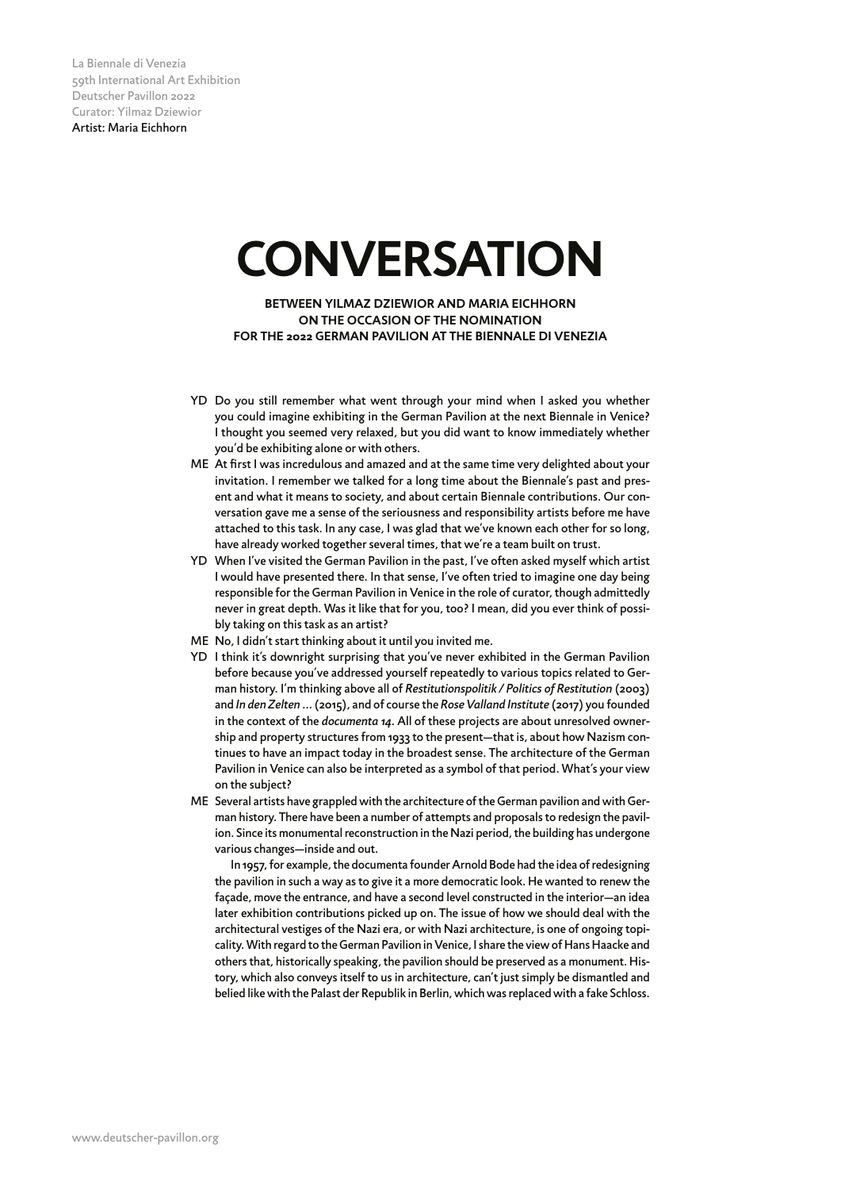# CONVERSATION

**BETWEEN YILMAZ DZIEWIOR AND MARIA EICHHORN ON THE OCCASION OF THE NOMINATION FOR THE 2022 GERMAN PAVILION AT THE BIENNALE DI VENEZIA**

**YD** Do you still remember what went through your mind when I asked you whether you could imagine exhibiting in the German Pavilion at the next Biennale in Venice? I thought you seemed very relaxed, but you did want to know immediately whether you'd be exhibiting alone or with others.

**ME** At first I was incredulous and amazed and at the same time very delighted about your invitation. I remember we talked for a long time about the Biennale's past and present and what it means to society, and about certain Biennale contributions. Our conversation gave me a sense of the seriousness and responsibility artists before me have attached to this task. In any case, I was glad that we've known each other for so long, have already worked together several times, that we're a team built on trust.

**YD** When I've visited the German Pavilion in the past, I've often asked myself which artist I would have presented there. In that sense, I've often tried to imagine one day being responsible for the German Pavilion in Venice in the role of curator, though admittedly never in great depth. Was it like that for you, too? I mean, did you ever think of possibly taking on this task as an artist?

**ME** No, I didn't start thinking about it until you invited me.

**YD** I think it's downright surprising that you've never exhibited in the German Pavilion before because you've addressed yourself repeatedly to various topics related to German history. I'm thinking above all of *Restitutionspolitik / Politics of Restitution* (2003) and *In den Zelten …* (2015), and of course the *Rose Valland Institute* (2017) you founded in the context of the *documenta 14*. All of these projects are about unresolved ownership and property structures from 1933 to the present—that is, about how Nazism continues to have an impact today in the broadest sense. The architecture of the German Pavilion in Venice can also be interpreted as a symbol of that period. What's your view on the subject?

**ME** Several artists have grappled with the architecture of the German pavilion and with German history. There have been a number of attempts and proposals to redesign the pavilion. Since its monumental reconstruction in the Nazi period, the building has undergone various changes—inside and out.

In 1957, for example, the documenta founder Arnold Bode had the idea of redesigning the pavilion in such a way as to give it a more democratic look. He wanted to renew the façade, move the entrance, and have a second level constructed in the interior—an idea later exhibition contributions picked up on. The issue of how we should deal with the architectural vestiges of the Nazi era, or with Nazi architecture, is one of ongoing topicality. With regard to the German Pavilion in Venice, I share the view of Hans Haacke and others that, historically speaking, the pavilion should be preserved as a monument. History, which also conveys itself to us in architecture, can't just simply be dismantled and belied like with the Palast der Republik in Berlin, which was replaced with a fake Schloss.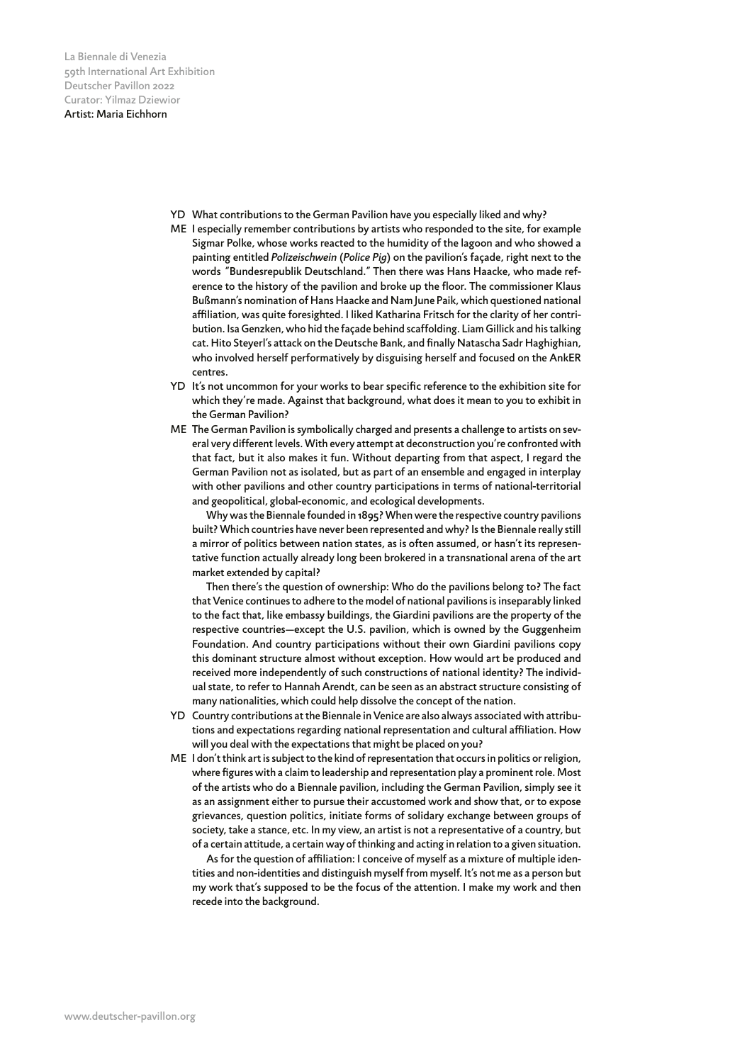**YD** What contributions to the German Pavilion have you especially liked and why?

**ME** I especially remember contributions by artists who responded to the site, for example Sigmar Polke, whose works reacted to the humidity of the lagoon and who showed a painting entitled *Polizeischwein* (*Police Pig*) on the pavilion's façade, right next to the words "Bundesrepublik Deutschland." Then there was Hans Haacke, who made reference to the history of the pavilion and broke up the floor. The commissioner Klaus Bußmann's nomination of Hans Haacke and Nam June Paik, which questioned national affiliation, was quite foresighted. I liked Katharina Fritsch for the clarity of her contribution. Isa Genzken, who hid the façade behind scaffolding. Liam Gillick and his talking cat. Hito Steyerl's attack on the Deutsche Bank, and finally Natascha Sadr Haghighian, who involved herself performatively by disguising herself and focused on the AnkER centres.

**YD** It's not uncommon for your works to bear specific reference to the exhibition site for which they're made. Against that background, what does it mean to you to exhibit in the German Pavilion?

**ME** The German Pavilion is symbolically charged and presents a challenge to artists on several very different levels. With every attempt at deconstruction you're confronted with that fact, but it also makes it fun. Without departing from that aspect, I regard the German Pavilion not as isolated, but as part of an ensemble and engaged in interplay with other pavilions and other country participations in terms of national-territorial and geopolitical, global-economic, and ecological developments.

Why was the Biennale founded in 1895? When were the respective country pavilions built? Which countries have never been represented and why? Is the Biennale really still a mirror of politics between nation states, as is often assumed, or hasn't its representative function actually already long been brokered in a transnational arena of the art market extended by capital?

Then there's the question of ownership: Who do the pavilions belong to? The fact that Venice continues to adhere to the model of national pavilions is inseparably linked to the fact that, like embassy buildings, the Giardini pavilions are the property of the respective countries—except the U.S. pavilion, which is owned by the Guggenheim Foundation. And country participations without their own Giardini pavilions copy this dominant structure almost without exception. How would art be produced and received more independently of such constructions of national identity? The individual state, to refer to Hannah Arendt, can be seen as an abstract structure consisting of many nationalities, which could help dissolve the concept of the nation.

**YD** Country contributions at the Biennale in Venice are also always associated with attributions and expectations regarding national representation and cultural affiliation. How will you deal with the expectations that might be placed on you?

**ME** I don't think art is subject to the kind of representation that occurs in politics or religion, where figures with a claim to leadership and representation play a prominent role. Most of the artists who do a Biennale pavilion, including the German Pavilion, simply see it as an assignment either to pursue their accustomed work and show that, or to expose grievances, question politics, initiate forms of solidary exchange between groups of society, take a stance, etc. In my view, an artist is not a representative of a country, but of a certain attitude, a certain way of thinking and acting in relation to a given situation.

As for the question of affiliation: I conceive of myself as a mixture of multiple identities and non-identities and distinguish myself from myself. It's not me as a person but my work that's supposed to be the focus of the attention. I make my work and then recede into the background.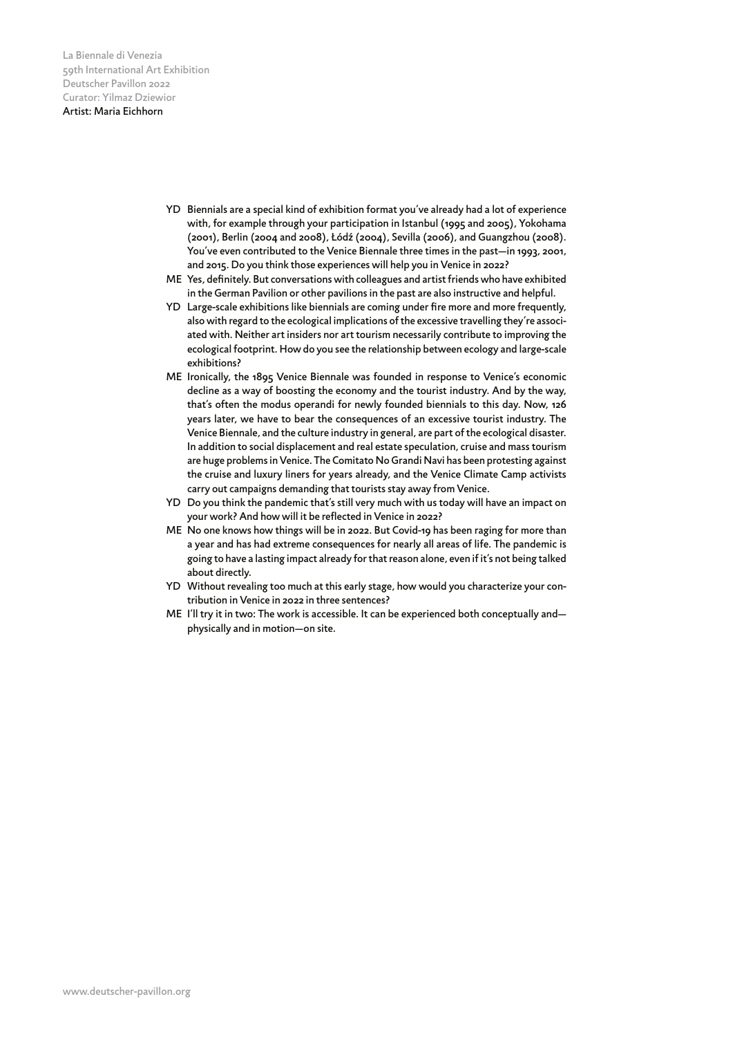**YD** Biennials are a special kind of exhibition format you've already had a lot of experience with, for example through your participation in Istanbul (1995 and 2005), Yokohama (2001), Berlin (2004 and 2008), Łódź (2004), Sevilla (2006), and Guangzhou (2008). You've even contributed to the Venice Biennale three times in the past—in 1993, 2001, and 2015. Do you think those experiences will help you in Venice in 2022?

**ME** Yes, definitely. But conversations with colleagues and artist friends who have exhibited in the German Pavilion or other pavilions in the past are also instructive and helpful.

**YD** Large-scale exhibitions like biennials are coming under fire more and more frequently, also with regard to the ecological implications of the excessive travelling they're associated with. Neither art insiders nor art tourism necessarily contribute to improving the ecological footprint. How do you see the relationship between ecology and large-scale exhibitions?

**ME** Ironically, the 1895 Venice Biennale was founded in response to Venice's economic decline as a way of boosting the economy and the tourist industry. And by the way, that's often the modus operandi for newly founded biennials to this day. Now, 126 years later, we have to bear the consequences of an excessive tourist industry. The Venice Biennale, and the culture industry in general, are part of the ecological disaster. In addition to social displacement and real estate speculation, cruise and mass tourism are huge problems in Venice. The Comitato No Grandi Navi has been protesting against the cruise and luxury liners for years already, and the Venice Climate Camp activists carry out campaigns demanding that tourists stay away from Venice.

**YD** Do you think the pandemic that's still very much with us today will have an impact on your work? And how will it be reflected in Venice in 2022?

**ME** No one knows how things will be in 2022. But Covid-19 has been raging for more than a year and has had extreme consequences for nearly all areas of life. The pandemic is going to have a lasting impact already for that reason alone, even if it's not being talked about directly.

**YD** Without revealing too much at this early stage, how would you characterize your contribution in Venice in 2022 in three sentences?

**ME** I'll try it in two: The work is accessible. It can be experienced both conceptually and—physically and in motion—on site.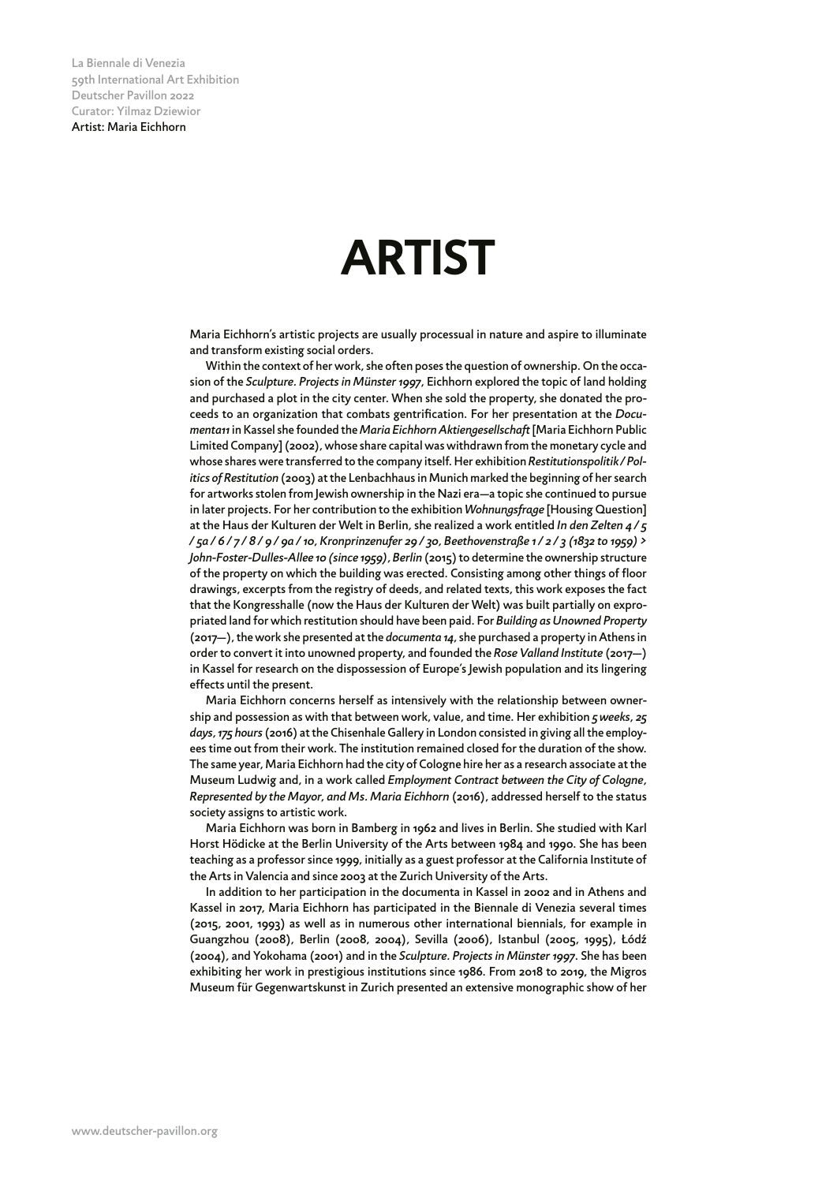# ARTIST

Maria Eichhorn's artistic projects are usually processual in nature and aspire to illuminate and transform existing social orders.

Within the context of her work, she often poses the question of ownership. On the occasion of the *Sculpture. Projects in Münster 1997*, Eichhorn explored the topic of land holding and purchased a plot in the city center. When she sold the property, she donated the proceeds to an organization that combats gentrification. For her presentation at the *Documenta11* in Kassel she founded the *Maria Eichhorn Aktiengesellschaft* [Maria Eichhorn Public Limited Company] (2002), whose share capital was withdrawn from the monetary cycle and whose shares were transferred to the company itself. Her exhibition *Restitutionspolitik / Politics of Restitution* (2003) at the Lenbachhaus in Munich marked the beginning of her search for artworks stolen from Jewish ownership in the Nazi era—a topic she continued to pursue in later projects. For her contribution to the exhibition *Wohnungsfrage* [Housing Question] at the Haus der Kulturen der Welt in Berlin, she realized a work entitled *In den Zelten 4 / 5 / 5a / 6 / 7 / 8 / 9 / 9a / 10, Kronprinzenufer 29 / 30, Beethovenstraße 1 / 2 / 3 (1832 to 1959) > John-Foster-Dulles-Allee 10 (since 1959), Berlin* (2015) to determine the ownership structure of the property on which the building was erected. Consisting among other things of floor drawings, excerpts from the registry of deeds, and related texts, this work exposes the fact that the Kongresshalle (now the Haus der Kulturen der Welt) was built partially on expropriated land for which restitution should have been paid. For *Building as Unowned Property* (2017—), the work she presented at the *documenta 14*, she purchased a property in Athens in order to convert it into unowned property, and founded the *Rose Valland Institute* (2017—) in Kassel for research on the dispossession of Europe's Jewish population and its lingering effects until the present.

Maria Eichhorn concerns herself as intensively with the relationship between ownership and possession as with that between work, value, and time. Her exhibition *5 weeks, 25 days, 175 hours* (2016) at the Chisenhale Gallery in London consisted in giving all the employees time out from their work. The institution remained closed for the duration of the show. The same year, Maria Eichhorn had the city of Cologne hire her as a research associate at the Museum Ludwig and, in a work called *Employment Contract between the City of Cologne, Represented by the Mayor, and Ms. Maria Eichhorn* (2016), addressed herself to the status society assigns to artistic work.

Maria Eichhorn was born in Bamberg in 1962 and lives in Berlin. She studied with Karl Horst Hödicke at the Berlin University of the Arts between 1984 and 1990. She has been teaching as a professor since 1999, initially as a guest professor at the California Institute of the Arts in Valencia and since 2003 at the Zurich University of the Arts.

In addition to her participation in the documenta in Kassel in 2002 and in Athens and Kassel in 2017, Maria Eichhorn has participated in the Biennale di Venezia several times (2015, 2001, 1993) as well as in numerous other international biennials, for example in Guangzhou (2008), Berlin (2008, 2004), Sevilla (2006), Istanbul (2005, 1995), Łódź (2004), and Yokohama (2001) and in the *Sculpture. Projects in Münster 1997*. She has been exhibiting her work in prestigious institutions since 1986. From 2018 to 2019, the Migros Museum für Gegenwartskunst in Zurich presented an extensive monographic show of her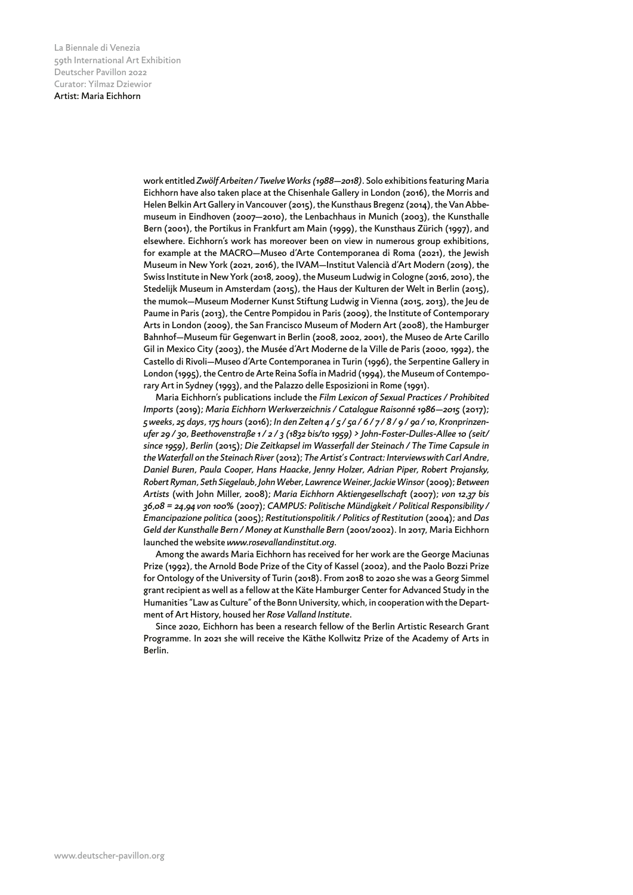work entitled *Zwölf Arbeiten / Twelve Works (1988—2018)*. Solo exhibitions featuring Maria Eichhorn have also taken place at the Chisenhale Gallery in London (2016), the Morris and Helen Belkin Art Gallery in Vancouver (2015), the Kunsthaus Bregenz (2014), the Van Abbemuseum in Eindhoven (2007—2010), the Lenbachhaus in Munich (2003), the Kunsthalle Bern (2001), the Portikus in Frankfurt am Main (1999), the Kunsthaus Zürich (1997), and elsewhere. Eichhorn's work has moreover been on view in numerous group exhibitions, for example at the MACRO—Museo d'Arte Contemporanea di Roma (2021), the Jewish Museum in New York (2021, 2016), the IVAM—Institut Valencià d'Art Modern (2019), the Swiss Institute in New York (2018, 2009), the Museum Ludwig in Cologne (2016, 2010), the Stedelijk Museum in Amsterdam (2015), the Haus der Kulturen der Welt in Berlin (2015), the mumok—Museum Moderner Kunst Stiftung Ludwig in Vienna (2015, 2013), the Jeu de Paume in Paris (2013), the Centre Pompidou in Paris (2009), the Institute of Contemporary Arts in London (2009), the San Francisco Museum of Modern Art (2008), the Hamburger Bahnhof—Museum für Gegenwart in Berlin (2008, 2002, 2001), the Museo de Arte Carillo Gil in Mexico City (2003), the Musée d'Art Moderne de la Ville de Paris (2000, 1992), the Castello di Rivoli—Museo d'Arte Contemporanea in Turin (1996), the Serpentine Gallery in London (1995), the Centro de Arte Reina Sofía in Madrid (1994), the Museum of Contemporary Art in Sydney (1993), and the Palazzo delle Esposizioni in Rome (1991).

Maria Eichhorn's publications include the *Film Lexicon of Sexual Practices / Prohibited Imports* (2019); *Maria Eichhorn Werkverzeichnis / Catalogue Raisonné 1986—2015* (2017); *5 weeks, 25 days, 175 hours* (2016); *In den Zelten 4 / 5 / 5a / 6 / 7 / 8 / 9 / 9a / 10, Kronprinzenufer 29 / 30, Beethovenstraße 1 / 2 / 3 (1832 bis/to 1959) > John-Foster-Dulles-Allee 10 (seit/since 1959), Berlin* (2015); *Die Zeitkapsel im Wasserfall der Steinach / The Time Capsule in the Waterfall on the Steinach River* (2012); *The Artist's Contract: Interviews with Carl Andre, Daniel Buren, Paula Cooper, Hans Haacke, Jenny Holzer, Adrian Piper, Robert Projansky, Robert Ryman, Seth Siegelaub, John Weber, Lawrence Weiner, Jackie Winsor* (2009); *Between Artists* (with John Miller, 2008); *Maria Eichhorn Aktiengesellschaft* (2007); *von 12,37 bis 36,08 = 24,94 von 100%* (2007); *CAMPUS: Politische Mündigkeit / Political Responsibility / Emancipazione politica* (2005); *Restitutionspolitik / Politics of Restitution* (2004); and *Das Geld der Kunsthalle Bern / Money at Kunsthalle Bern* (2001/2002). In 2017, Maria Eichhorn launched the website *www.rosevallandinstitut.org*.

Among the awards Maria Eichhorn has received for her work are the George Maciunas Prize (1992), the Arnold Bode Prize of the City of Kassel (2002), and the Paolo Bozzi Prize for Ontology of the University of Turin (2018). From 2018 to 2020 she was a Georg Simmel grant recipient as well as a fellow at the Käte Hamburger Center for Advanced Study in the Humanities "Law as Culture" of the Bonn University, which, in cooperation with the Department of Art History, housed her *Rose Valland Institute*.

Since 2020, Eichhorn has been a research fellow of the Berlin Artistic Research Grant Programme. In 2021 she will receive the Käthe Kollwitz Prize of the Academy of Arts in Berlin.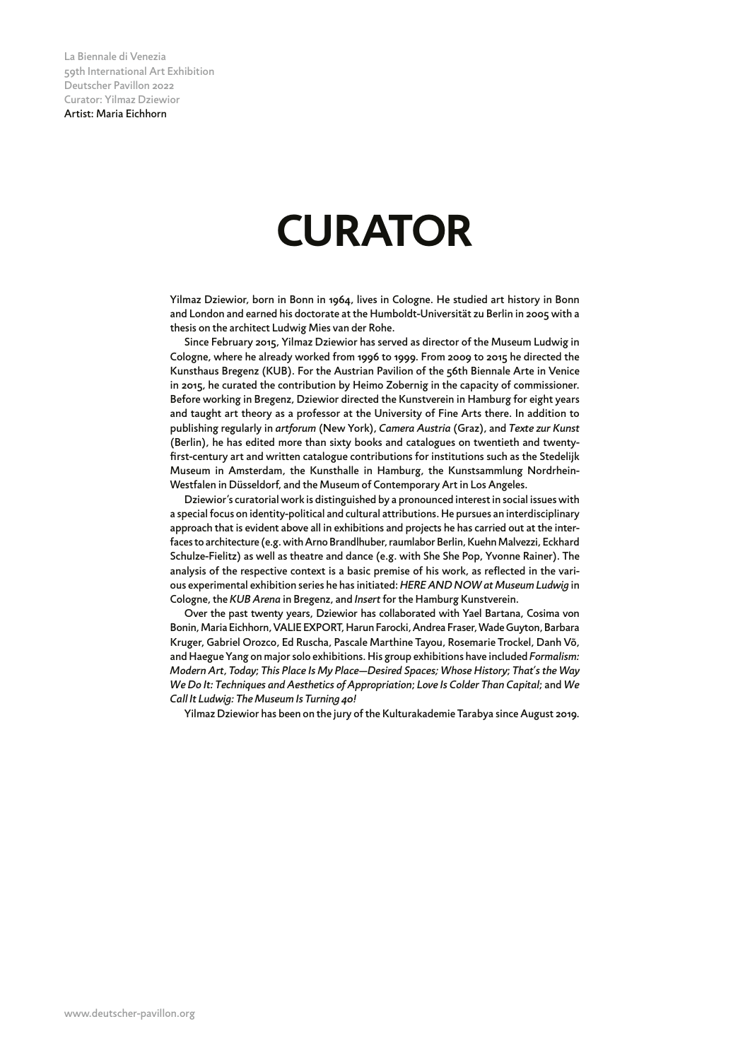# CURATOR

Yilmaz Dziewior, born in Bonn in 1964, lives in Cologne. He studied art history in Bonn and London and earned his doctorate at the Humboldt-Universität zu Berlin in 2005 with a thesis on the architect Ludwig Mies van der Rohe.

Since February 2015, Yilmaz Dziewior has served as director of the Museum Ludwig in Cologne, where he already worked from 1996 to 1999. From 2009 to 2015 he directed the Kunsthaus Bregenz (KUB). For the Austrian Pavilion of the 56th Biennale Arte in Venice in 2015, he curated the contribution by Heimo Zobernig in the capacity of commissioner. Before working in Bregenz, Dziewior directed the Kunstverein in Hamburg for eight years and taught art theory as a professor at the University of Fine Arts there. In addition to publishing regularly in *artforum* (New York), *Camera Austria* (Graz), and *Texte zur Kunst* (Berlin), he has edited more than sixty books and catalogues on twentieth and twenty-first-century art and written catalogue contributions for institutions such as the Stedelijk Museum in Amsterdam, the Kunsthalle in Hamburg, the Kunstsammlung Nordrhein-Westfalen in Düsseldorf, and the Museum of Contemporary Art in Los Angeles.

Dziewior's curatorial work is distinguished by a pronounced interest in social issues with a special focus on identity-political and cultural attributions. He pursues an interdisciplinary approach that is evident above all in exhibitions and projects he has carried out at the interfaces to architecture (e.g. with Arno Brandlhuber, raumlabor Berlin, Kuehn Malvezzi, Eckhard Schulze-Fielitz) as well as theatre and dance (e.g. with She She Pop, Yvonne Rainer). The analysis of the respective context is a basic premise of his work, as reflected in the various experimental exhibition series he has initiated: *HERE AND NOW at Museum Ludwig* in Cologne, the *KUB Arena* in Bregenz, and *Insert* for the Hamburg Kunstverein.

Over the past twenty years, Dziewior has collaborated with Yael Bartana, Cosima von Bonin, Maria Eichhorn, VALIE EXPORT, Harun Farocki, Andrea Fraser, Wade Guyton, Barbara Kruger, Gabriel Orozco, Ed Ruscha, Pascale Marthine Tayou, Rosemarie Trockel, Danh Vō, and Haegue Yang on major solo exhibitions. His group exhibitions have included *Formalism: Modern Art, Today*; *This Place Is My Place—Desired Spaces*; *Whose History*; *That's the Way We Do It: Techniques and Aesthetics of Appropriation*; *Love Is Colder Than Capital*; and *We Call It Ludwig: The Museum Is Turning 40!*

Yilmaz Dziewior has been on the jury of the Kulturakademie Tarabya since August 2019.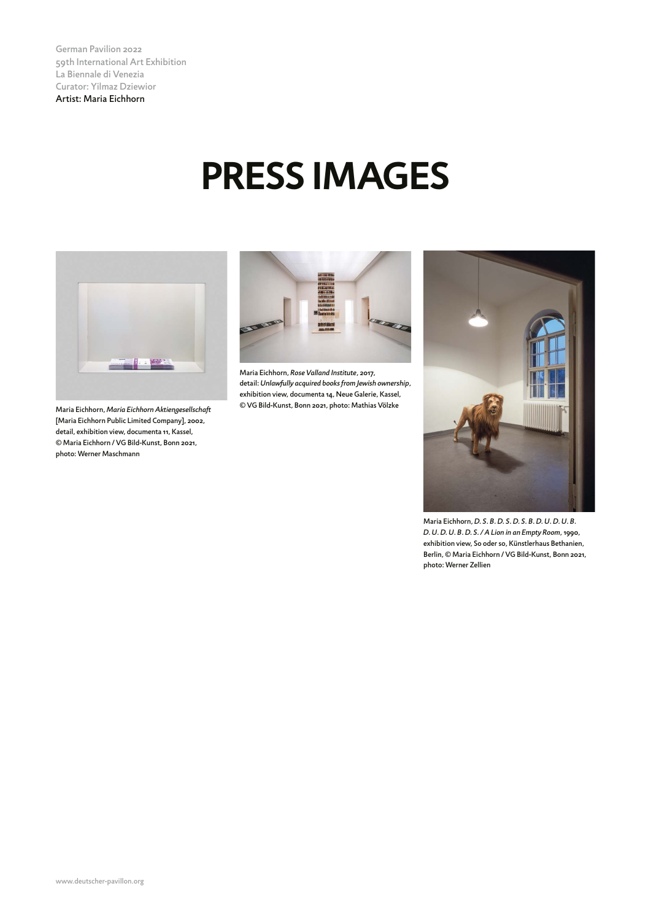German Pavilion 2022
59th International Art Exhibition
La Biennale di Venezia
Curator: Yilmaz Dziewior
Artist: Maria Eichhorn

# PRESS IMAGES

Maria Eichhorn, *Maria Eichhorn Aktiengesellschaft* [Maria Eichhorn Public Limited Company], 2002, detail, exhibition view, documenta 11, Kassel, © Maria Eichhorn / VG Bild-Kunst, Bonn 2021, photo: Werner Maschmann

Maria Eichhorn, *Rose Valland Institute*, 2017, detail: *Unlawfully acquired books from Jewish ownership*, exhibition view, documenta 14, Neue Galerie, Kassel, © VG Bild-Kunst, Bonn 2021, photo: Mathias Völzke

Maria Eichhorn, *D. S. B. D. S. D. S. B. D. U. D. U. B. D. U. D. U. B. D. S. / A Lion in an Empty Room*, 1990, exhibition view, So oder so, Künstlerhaus Bethanien, Berlin, © Maria Eichhorn / VG Bild-Kunst, Bonn 2021, photo: Werner Zellien

www.deutscher-pavillon.org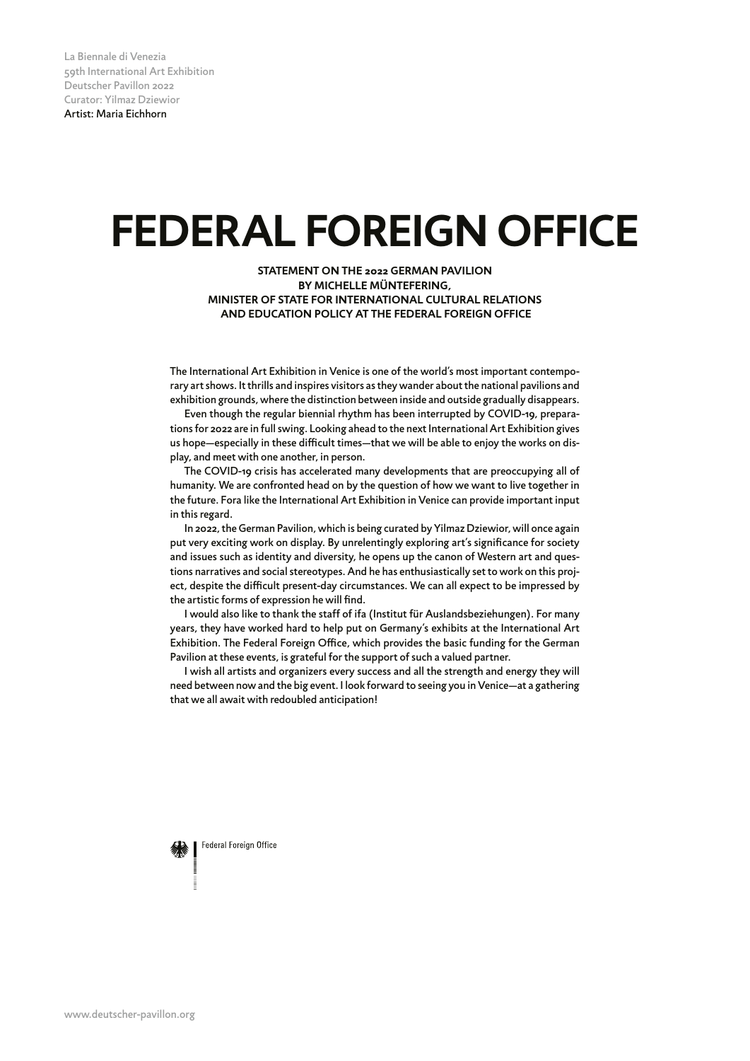La Biennale di Venezia
59th International Art Exhibition
Deutscher Pavillon 2022
Curator: Yilmaz Dziewior
Artist: Maria Eichhorn

# FEDERAL FOREIGN OFFICE

**STATEMENT ON THE 2022 GERMAN PAVILION BY MICHELLE MÜNTEFERING, MINISTER OF STATE FOR INTERNATIONAL CULTURAL RELATIONS AND EDUCATION POLICY AT THE FEDERAL FOREIGN OFFICE**

The International Art Exhibition in Venice is one of the world's most important contemporary art shows. It thrills and inspires visitors as they wander about the national pavilions and exhibition grounds, where the distinction between inside and outside gradually disappears.

Even though the regular biennial rhythm has been interrupted by COVID-19, preparations for 2022 are in full swing. Looking ahead to the next International Art Exhibition gives us hope—especially in these difficult times—that we will be able to enjoy the works on display, and meet with one another, in person.

The COVID-19 crisis has accelerated many developments that are preoccupying all of humanity. We are confronted head on by the question of how we want to live together in the future. Fora like the International Art Exhibition in Venice can provide important input in this regard.

In 2022, the German Pavilion, which is being curated by Yilmaz Dziewior, will once again put very exciting work on display. By unrelentingly exploring art's significance for society and issues such as identity and diversity, he opens up the canon of Western art and questions narratives and social stereotypes. And he has enthusiastically set to work on this project, despite the difficult present-day circumstances. We can all expect to be impressed by the artistic forms of expression he will find.

I would also like to thank the staff of ifa (Institut für Auslandsbeziehungen). For many years, they have worked hard to help put on Germany's exhibits at the International Art Exhibition. The Federal Foreign Office, which provides the basic funding for the German Pavilion at these events, is grateful for the support of such a valued partner.

I wish all artists and organizers every success and all the strength and energy they will need between now and the big event. I look forward to seeing you in Venice—at a gathering that we all await with redoubled anticipation!

Federal Foreign Office

www.deutscher-pavillon.org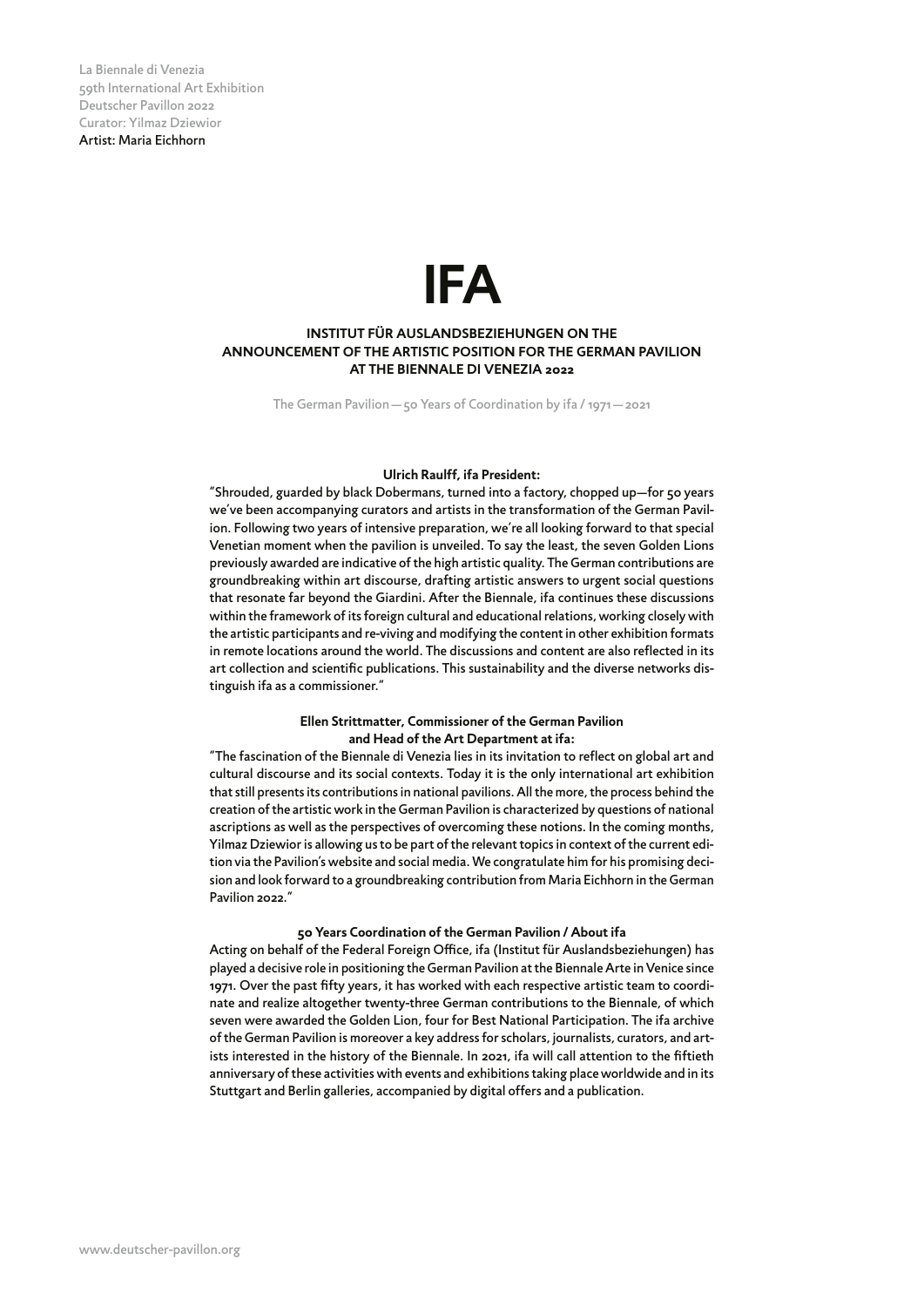# IFA

## INSTITUT FÜR AUSLANDSBEZIEHUNGEN ON THE ANNOUNCEMENT OF THE ARTISTIC POSITION FOR THE GERMAN PAVILION AT THE BIENNALE DI VENEZIA 2022

The German Pavilion — 50 Years of Coordination by ifa / 1971 — 2021

**Ulrich Raulff, ifa President:**

"Shrouded, guarded by black Dobermans, turned into a factory, chopped up—for 50 years we've been accompanying curators and artists in the transformation of the German Pavilion. Following two years of intensive preparation, we're all looking forward to that special Venetian moment when the pavilion is unveiled. To say the least, the seven Golden Lions previously awarded are indicative of the high artistic quality. The German contributions are groundbreaking within art discourse, drafting artistic answers to urgent social questions that resonate far beyond the Giardini. After the Biennale, ifa continues these discussions within the framework of its foreign cultural and educational relations, working closely with the artistic participants and re-viving and modifying the content in other exhibition formats in remote locations around the world. The discussions and content are also reflected in its art collection and scientific publications. This sustainability and the diverse networks distinguish ifa as a commissioner."

**Ellen Strittmatter, Commissioner of the German Pavilion and Head of the Art Department at ifa:**

"The fascination of the Biennale di Venezia lies in its invitation to reflect on global art and cultural discourse and its social contexts. Today it is the only international art exhibition that still presents its contributions in national pavilions. All the more, the process behind the creation of the artistic work in the German Pavilion is characterized by questions of national ascriptions as well as the perspectives of overcoming these notions. In the coming months, Yilmaz Dziewior is allowing us to be part of the relevant topics in context of the current edition via the Pavilion's website and social media. We congratulate him for his promising decision and look forward to a groundbreaking contribution from Maria Eichhorn in the German Pavilion 2022."

**50 Years Coordination of the German Pavilion / About ifa**

Acting on behalf of the Federal Foreign Office, ifa (Institut für Auslandsbeziehungen) has played a decisive role in positioning the German Pavilion at the Biennale Arte in Venice since 1971. Over the past fifty years, it has worked with each respective artistic team to coordinate and realize altogether twenty-three German contributions to the Biennale, of which seven were awarded the Golden Lion, four for Best National Participation. The ifa archive of the German Pavilion is moreover a key address for scholars, journalists, curators, and artists interested in the history of the Biennale. In 2021, ifa will call attention to the fiftieth anniversary of these activities with events and exhibitions taking place worldwide and in its Stuttgart and Berlin galleries, accompanied by digital offers and a publication.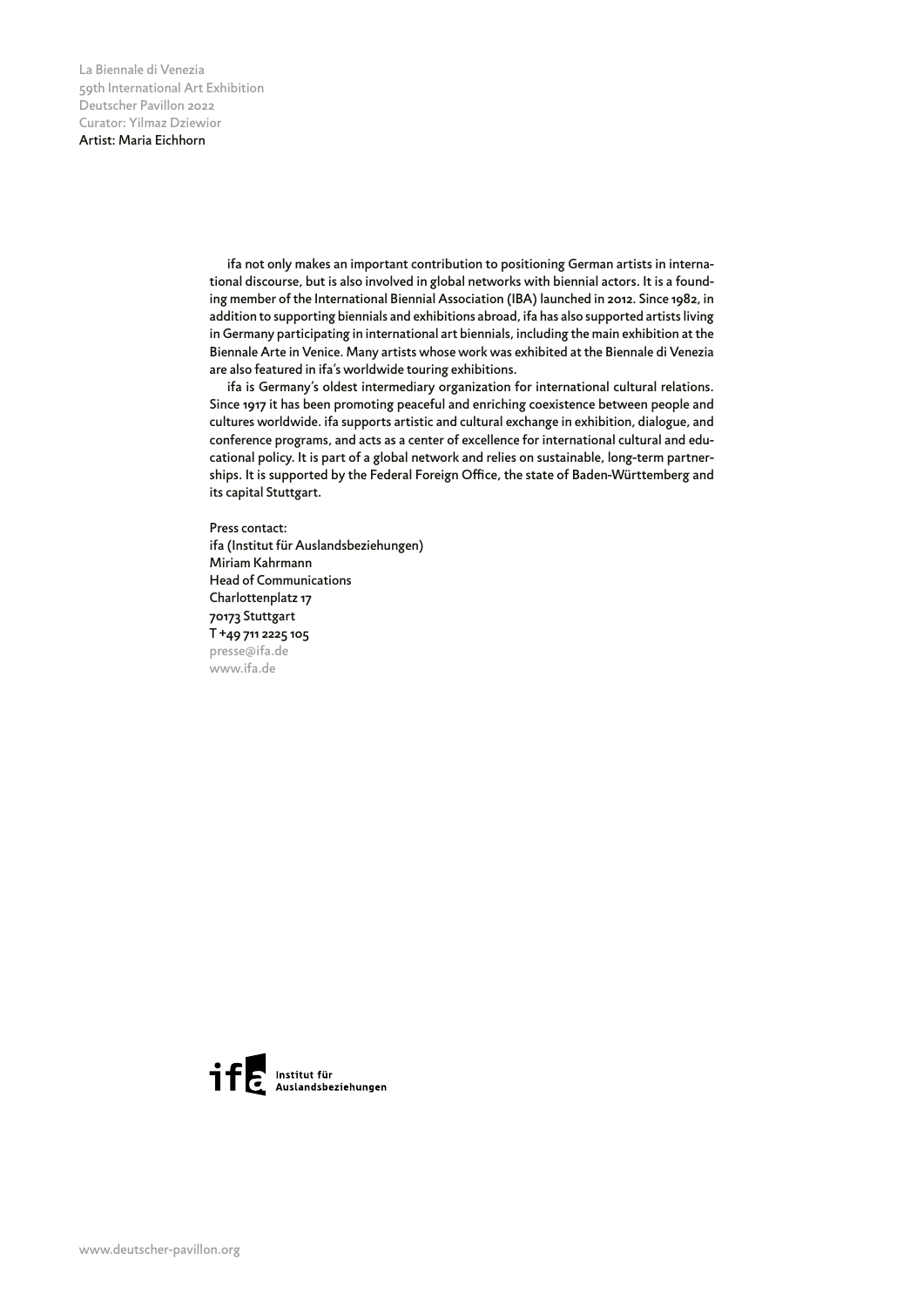ifa not only makes an important contribution to positioning German artists in international discourse, but is also involved in global networks with biennial actors. It is a founding member of the International Biennial Association (IBA) launched in 2012. Since 1982, in addition to supporting biennials and exhibitions abroad, ifa has also supported artists living in Germany participating in international art biennials, including the main exhibition at the Biennale Arte in Venice. Many artists whose work was exhibited at the Biennale di Venezia are also featured in ifa's worldwide touring exhibitions.

ifa is Germany's oldest intermediary organization for international cultural relations. Since 1917 it has been promoting peaceful and enriching coexistence between people and cultures worldwide. ifa supports artistic and cultural exchange in exhibition, dialogue, and conference programs, and acts as a center of excellence for international cultural and educational policy. It is part of a global network and relies on sustainable, long-term partnerships. It is supported by the Federal Foreign Office, the state of Baden-Württemberg and its capital Stuttgart.

Press contact:
ifa (Institut für Auslandsbeziehungen)
Miriam Kahrmann
Head of Communications
Charlottenplatz 17
70173 Stuttgart
T +49 711 2225 105
presse@ifa.de
www.ifa.de

ifa Institut für Auslandsbeziehungen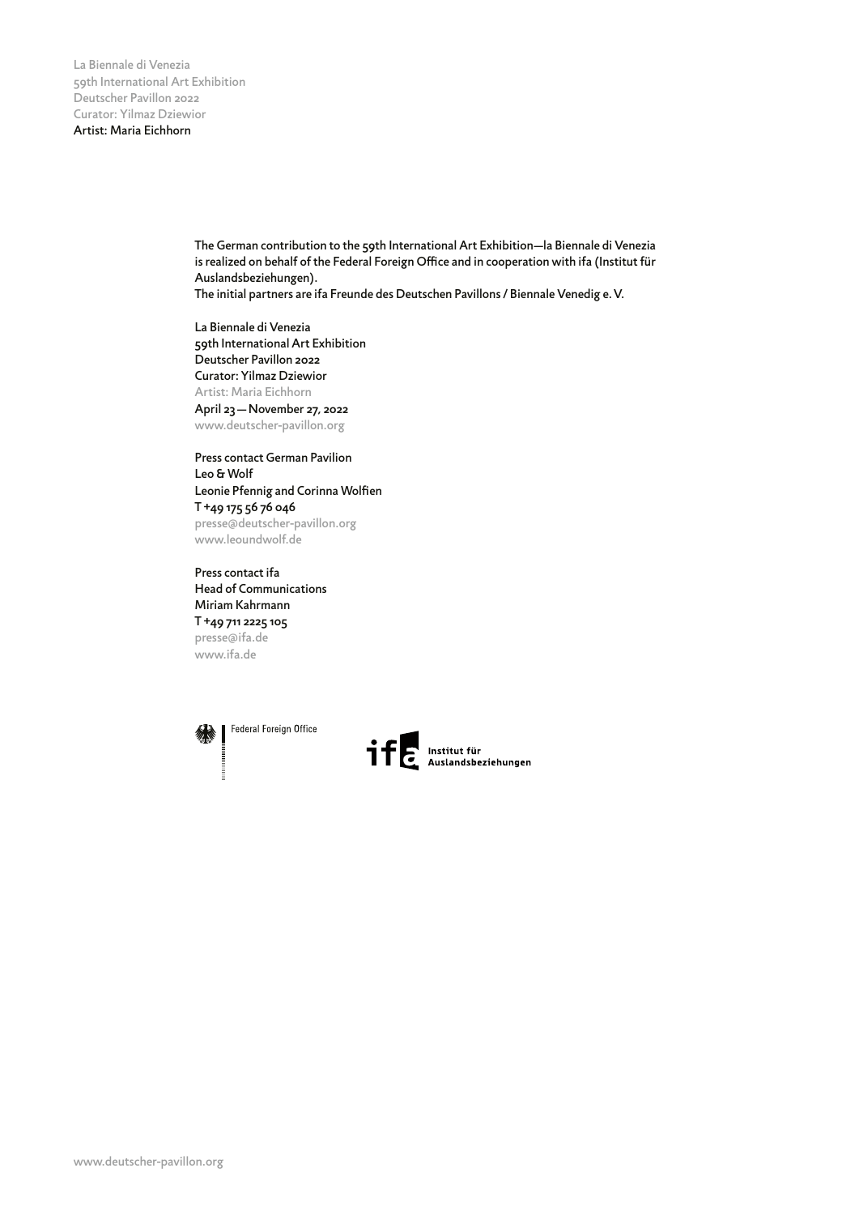The German contribution to the 59th International Art Exhibition—la Biennale di Venezia is realized on behalf of the Federal Foreign Office and in cooperation with ifa (Institut für Auslandsbeziehungen).
The initial partners are ifa Freunde des Deutschen Pavillons / Biennale Venedig e. V.

La Biennale di Venezia
59th International Art Exhibition
Deutscher Pavillon 2022
Curator: Yilmaz Dziewior
Artist: Maria Eichhorn
April 23 — November 27, 2022
www.deutscher-pavillon.org

Press contact German Pavilion
Leo & Wolf
Leonie Pfennig and Corinna Wolfien
T +49 175 56 76 046
presse@deutscher-pavillon.org
www.leoundwolf.de

Press contact ifa
Head of Communications
Miriam Kahrmann
T +49 711 2225 105
presse@ifa.de
www.ifa.de

Federal Foreign Office

ifa Institut für Auslandsbeziehungen